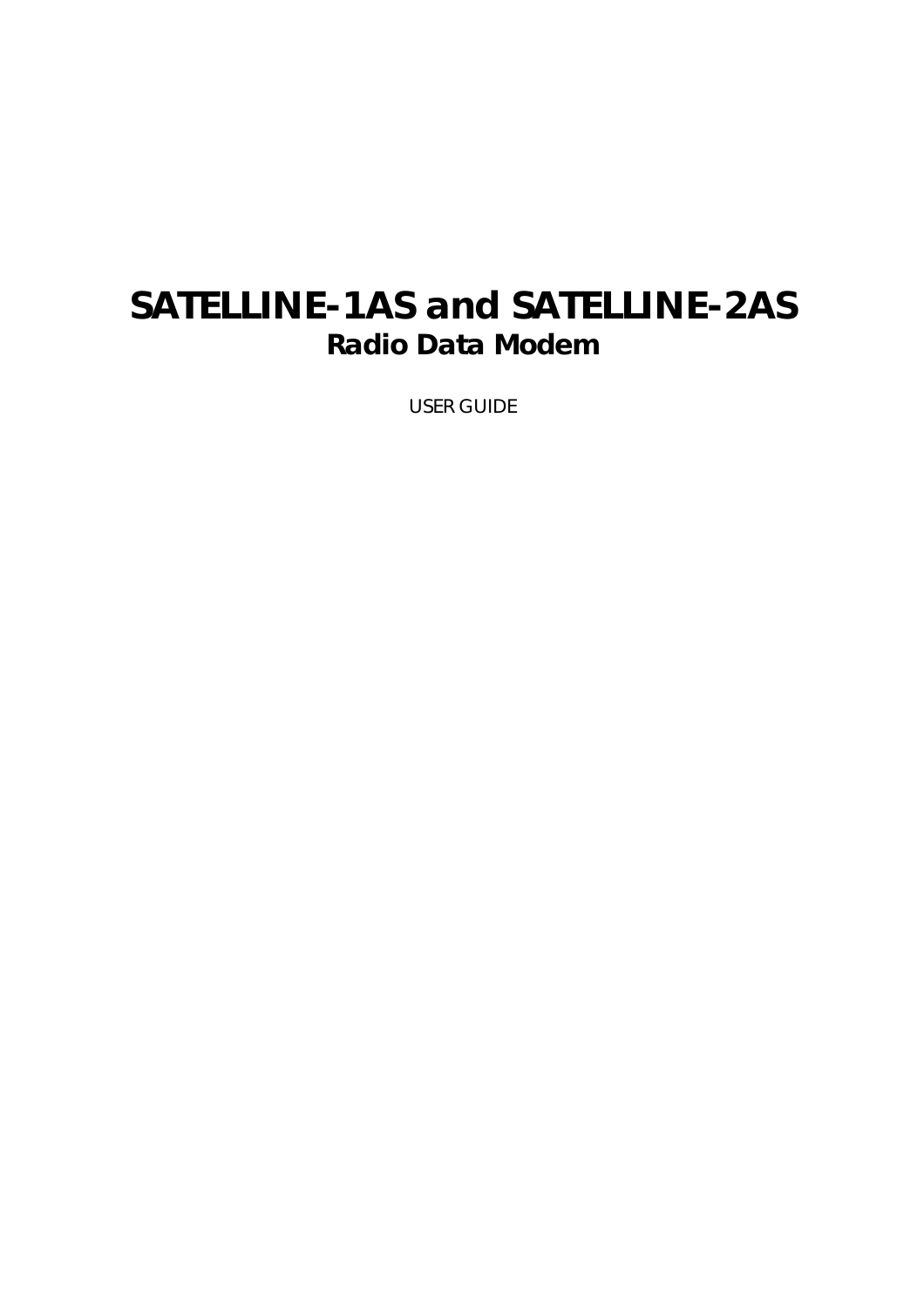# SATELLINE-1AS and SATELLINE-2AS

## Radio Data Modem

USER GUIDE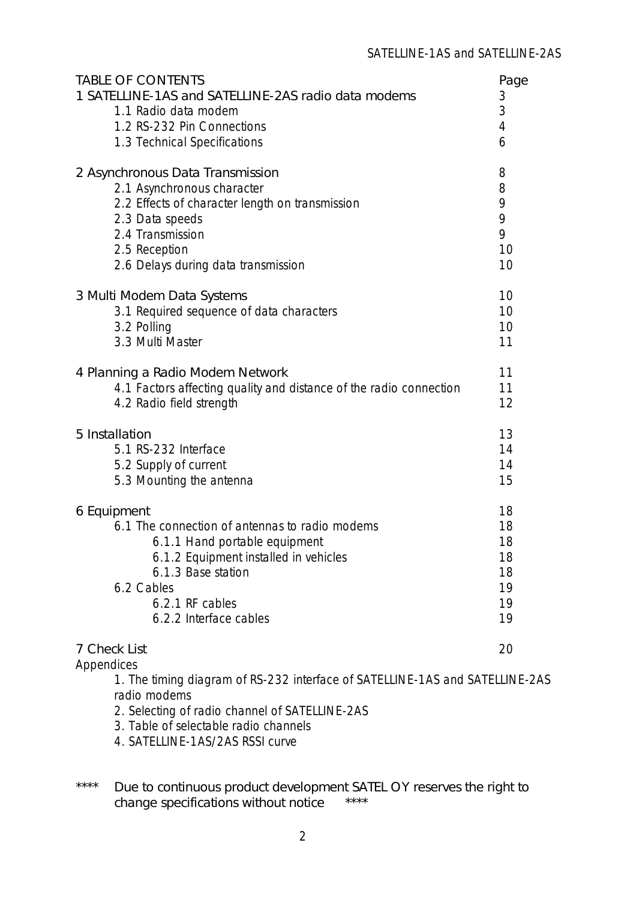## TABLE OF CONTENTS

| TABLE OF CONTENTS | Page |
|---|---|
| 1 SATELLINE-1AS and SATELLINE-2AS radio data modems | 3 |
| 1.1 Radio data modem | 3 |
| 1.2 RS-232 Pin Connections | 4 |
| 1.3 Technical Specifications | 6 |
| 2 Asynchronous Data Transmission | 8 |
| 2.1 Asynchronous character | 8 |
| 2.2 Effects of character length on transmission | 9 |
| 2.3 Data speeds | 9 |
| 2.4 Transmission | 9 |
| 2.5 Reception | 10 |
| 2.6 Delays during data transmission | 10 |
| 3 Multi Modem Data Systems | 10 |
| 3.1 Required sequence of data characters | 10 |
| 3.2 Polling | 10 |
| 3.3 Multi Master | 11 |
| 4 Planning a Radio Modem Network | 11 |
| 4.1 Factors affecting quality and distance of the radio connection | 11 |
| 4.2 Radio field strength | 12 |
| 5 Installation | 13 |
| 5.1 RS-232 Interface | 14 |
| 5.2 Supply of current | 14 |
| 5.3 Mounting the antenna | 15 |
| 6 Equipment | 18 |
| 6.1 The connection of antennas to radio modems | 18 |
| 6.1.1 Hand portable equipment | 18 |
| 6.1.2 Equipment installed in vehicles | 18 |
| 6.1.3 Base station | 18 |
| 6.2 Cables | 19 |
| 6.2.1 RF cables | 19 |
| 6.2.2 Interface cables | 19 |
| 7 Check List | 20 |

Appendices

1. The timing diagram of RS-232 interface of SATELLINE-1AS and SATELLINE-2AS radio modems
2. Selecting of radio channel of SATELLINE-2AS
3. Table of selectable radio channels
4. SATELLINE-1AS/2AS RSSI curve

**** Due to continuous product development SATEL OY reserves the right to change specifications without notice ****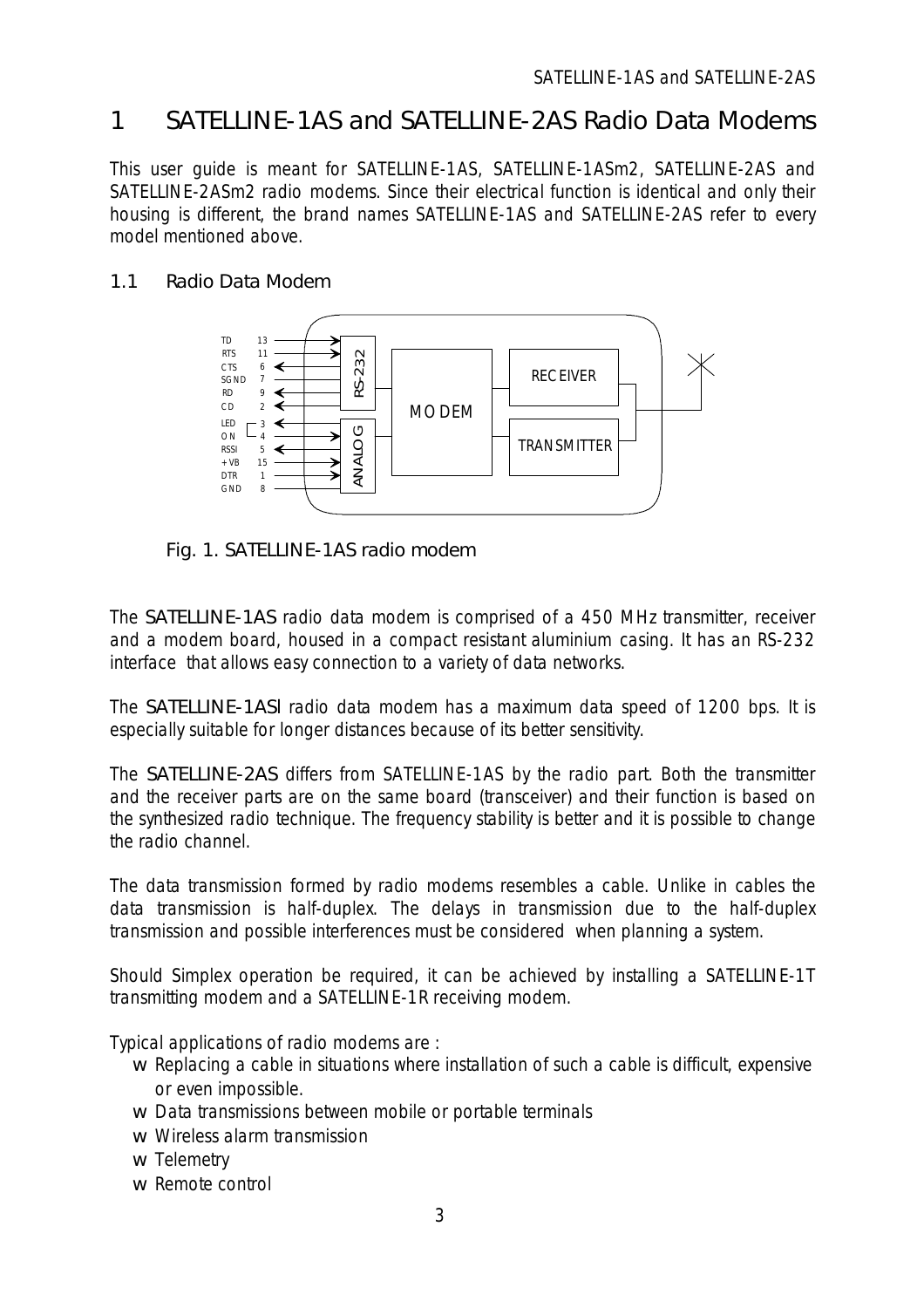# 1 SATELLINE-1AS and SATELLINE-2AS Radio Data Modems

This user guide is meant for SATELLINE-1AS, SATELLINE-1ASm2, SATELLINE-2AS and SATELLINE-2ASm2 radio modems. Since their electrical function is identical and only their housing is different, the brand names SATELLINE-1AS and SATELLINE-2AS refer to every model mentioned above.

## 1.1 Radio Data Modem

Fig. 1. SATELLINE-1AS radio modem

The SATELLINE-1AS radio data modem is comprised of a 450 MHz transmitter, receiver and a modem board, housed in a compact resistant aluminium casing. It has an RS-232 interface that allows easy connection to a variety of data networks.

The SATELLINE-1ASl radio data modem has a maximum data speed of 1200 bps. It is especially suitable for longer distances because of its better sensitivity.

The SATELLINE-2AS differs from SATELLINE-1AS by the radio part. Both the transmitter and the receiver parts are on the same board (transceiver) and their function is based on the synthesized radio technique. The frequency stability is better and it is possible to change the radio channel.

The data transmission formed by radio modems resembles a cable. Unlike in cables the data transmission is half-duplex. The delays in transmission due to the half-duplex transmission and possible interferences must be considered when planning a system.

Should Simplex operation be required, it can be achieved by installing a SATELLINE-1T transmitting modem and a SATELLINE-1R receiving modem.

Typical applications of radio modems are :

- Replacing a cable in situations where installation of such a cable is difficult, expensive or even impossible.
- Data transmissions between mobile or portable terminals
- Wireless alarm transmission
- Telemetry
- Remote control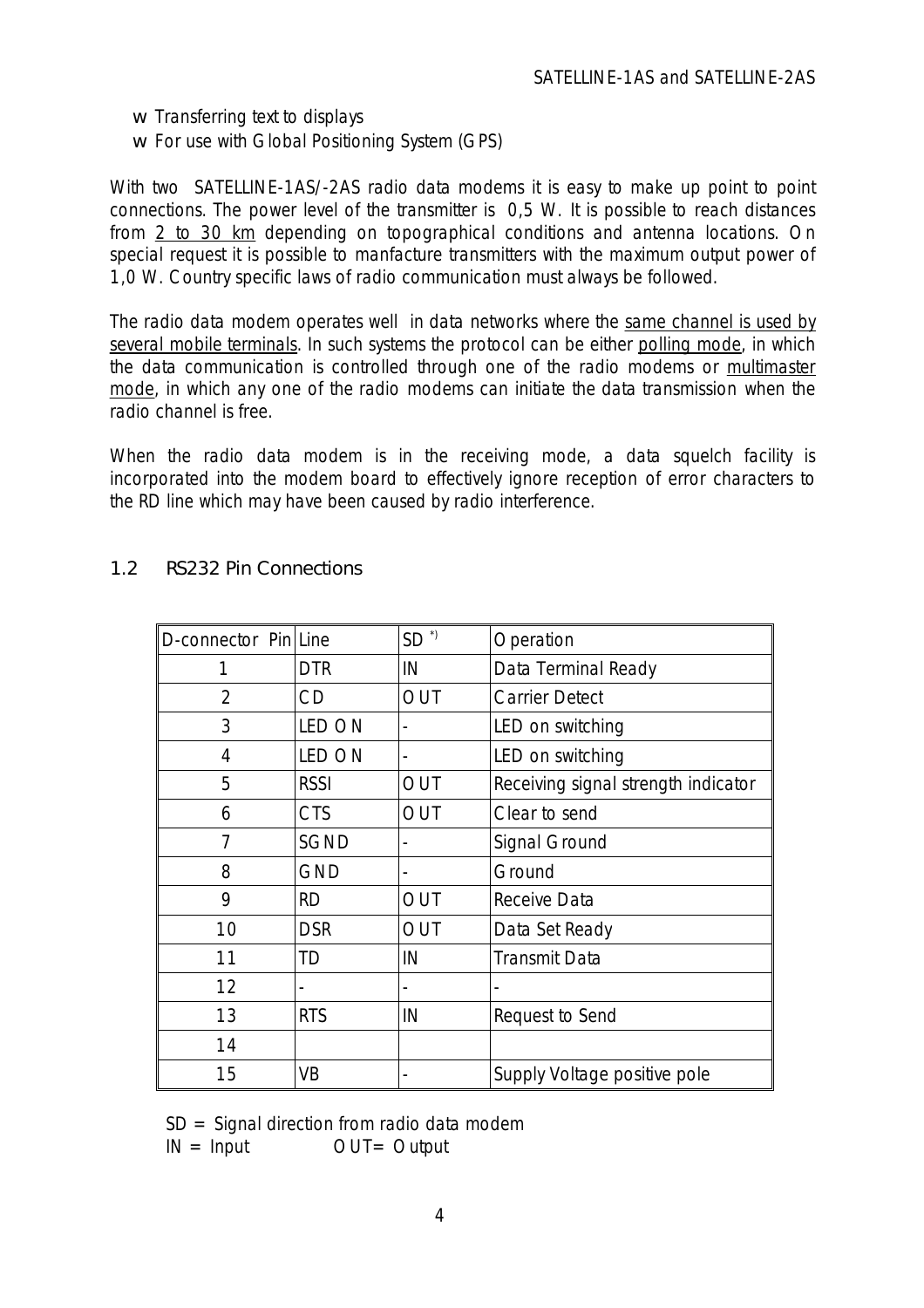- Transferring text to displays
- For use with Global Positioning System (GPS)

With two SATELLINE-1AS/-2AS radio data modems it is easy to make up point to point connections. The power level of the transmitter is 0,5 W. It is possible to reach distances from 2 to 30 km depending on topographical conditions and antenna locations. On special request it is possible to manfacture transmitters with the maximum output power of 1,0 W. Country specific laws of radio communication must always be followed.

The radio data modem operates well in data networks where the same channel is used by several mobile terminals. In such systems the protocol can be either polling mode, in which the data communication is controlled through one of the radio modems or multimaster mode, in which any one of the radio modems can initiate the data transmission when the radio channel is free.

When the radio data modem is in the receiving mode, a data squelch facility is incorporated into the modem board to effectively ignore reception of error characters to the RD line which may have been caused by radio interference.

## 1.2 RS232 Pin Connections

| D-connector Pin | Line | SD *) | Operation |
|---|---|---|---|
| 1 | DTR | IN | Data Terminal Ready |
| 2 | CD | OUT | Carrier Detect |
| 3 | LED ON | - | LED on switching |
| 4 | LED ON | - | LED on switching |
| 5 | RSSI | OUT | Receiving signal strength indicator |
| 6 | CTS | OUT | Clear to send |
| 7 | SGND | - | Signal Ground |
| 8 | GND | - | Ground |
| 9 | RD | OUT | Receive Data |
| 10 | DSR | OUT | Data Set Ready |
| 11 | TD | IN | Transmit Data |
| 12 | - | - | - |
| 13 | RTS | IN | Request to Send |
| 14 | | | |
| 15 | VB | - | Supply Voltage positive pole |

SD = Signal direction from radio data modem
IN = Input OUT= Output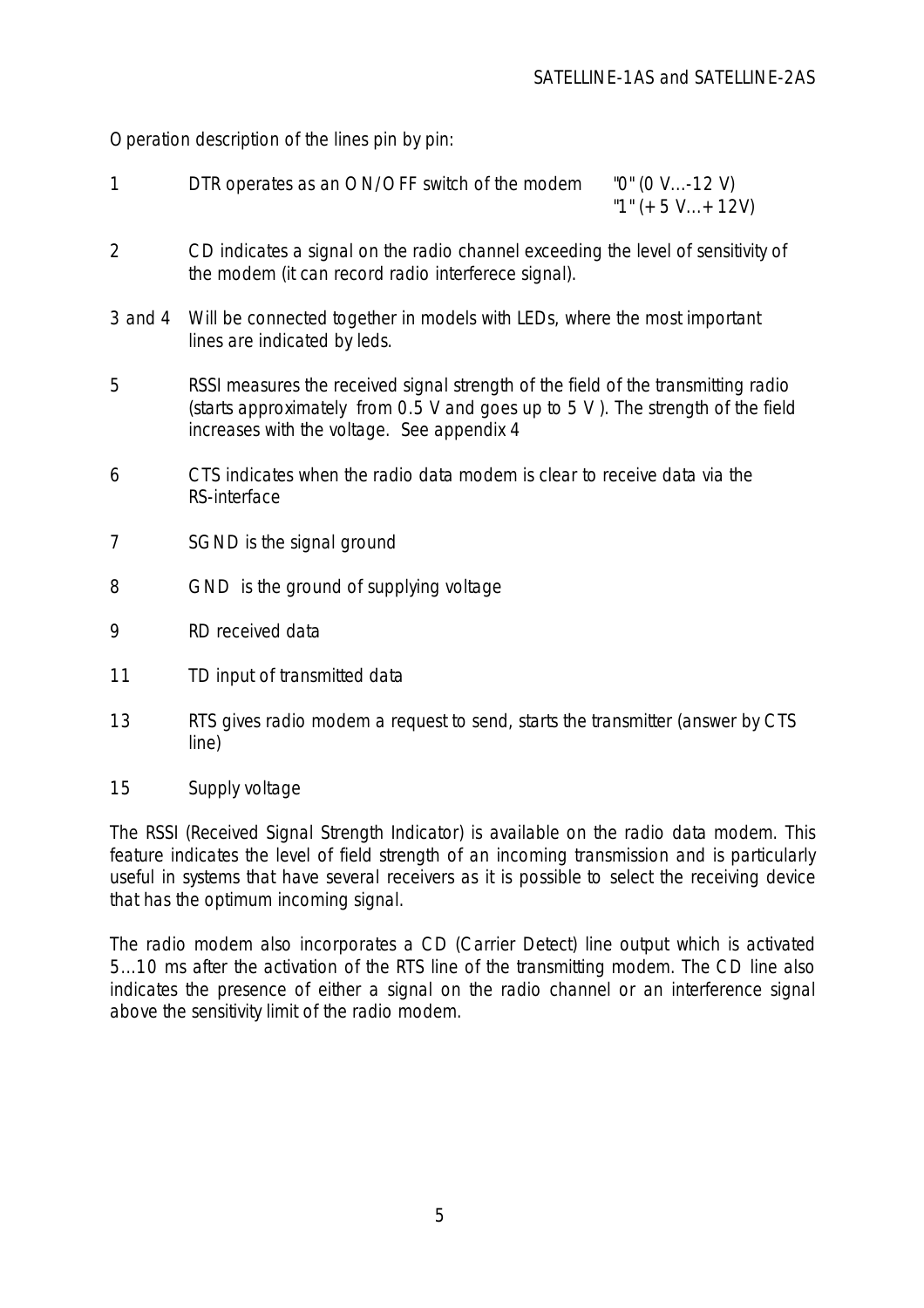Operation description of the lines pin by pin:

| | | |
|---|---|---|
| 1 | DTR operates as an ON/OFF switch of the modem | "0" (0 V...-12 V)<br>"1" (+5 V...+12V) |
| 2 | CD indicates a signal on the radio channel exceeding the level of sensitivity of the modem (it can record radio interferece signal). | |
| 3 and 4 | Will be connected together in models with LEDs, where the most important lines are indicated by leds. | |
| 5 | RSSI measures the received signal strength of the field of the transmitting radio (starts approximately from 0.5 V and goes up to 5 V). The strength of the field increases with the voltage. See appendix 4 | |
| 6 | CTS indicates when the radio data modem is clear to receive data via the RS-interface | |
| 7 | SGND is the signal ground | |
| 8 | GND is the ground of supplying voltage | |
| 9 | RD received data | |
| 11 | TD input of transmitted data | |
| 13 | RTS gives radio modem a request to send, starts the transmitter (answer by CTS line) | |
| 15 | Supply voltage | |

The RSSI (Received Signal Strength Indicator) is available on the radio data modem. This feature indicates the level of field strength of an incoming transmission and is particularly useful in systems that have several receivers as it is possible to select the receiving device that has the optimum incoming signal.

The radio modem also incorporates a CD (Carrier Detect) line output which is activated 5...10 ms after the activation of the RTS line of the transmitting modem. The CD line also indicates the presence of either a signal on the radio channel or an interference signal above the sensitivity limit of the radio modem.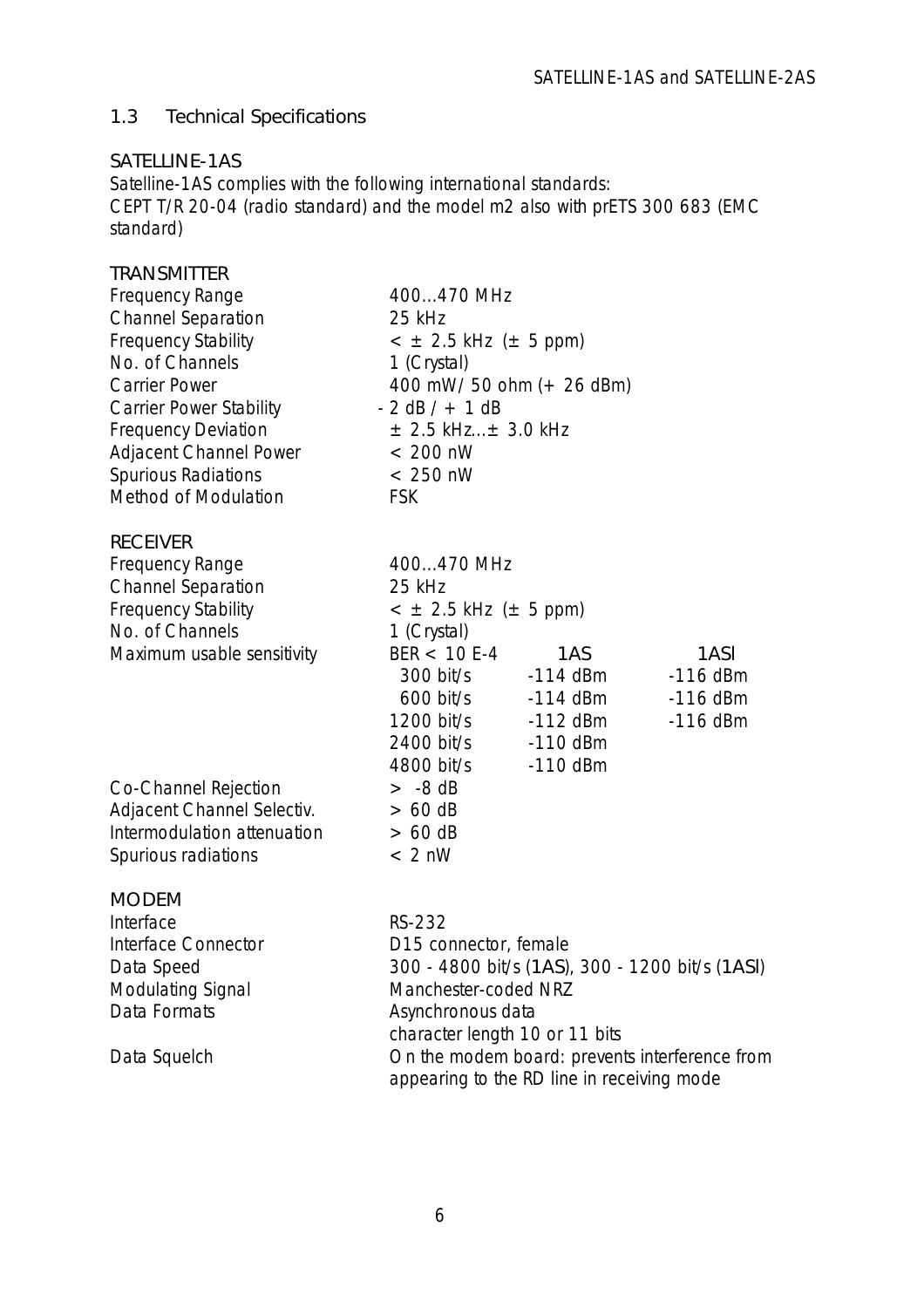## 1.3 Technical Specifications

### SATELLINE-1AS

Satelline-1AS complies with the following international standards:
CEPT T/R 20-04 (radio standard) and the model m2 also with prETS 300 683 (EMC standard)

#### TRANSMITTER

| | |
|---|---|
| Frequency Range | 400...470 MHz |
| Channel Separation | 25 kHz |
| Frequency Stability | < ± 2.5 kHz (± 5 ppm) |
| No. of Channels | 1 (Crystal) |
| Carrier Power | 400 mW/ 50 ohm (+ 26 dBm) |
| Carrier Power Stability | - 2 dB / + 1 dB |
| Frequency Deviation | ± 2.5 kHz...± 3.0 kHz |
| Adjacent Channel Power | < 200 nW |
| Spurious Radiations | < 250 nW |
| Method of Modulation | FSK |

#### RECEIVER

| | | | |
|---|---|---|---|
| Frequency Range | 400...470 MHz | | |
| Channel Separation | 25 kHz | | |
| Frequency Stability | < ± 2.5 kHz (± 5 ppm) | | |
| No. of Channels | 1 (Crystal) | | |
| Maximum usable sensitivity | BER < 10 E-4 | 1AS | 1ASI |
| | 300 bit/s | -114 dBm | -116 dBm |
| | 600 bit/s | -114 dBm | -116 dBm |
| | 1200 bit/s | -112 dBm | -116 dBm |
| | 2400 bit/s | -110 dBm | |
| | 4800 bit/s | -110 dBm | |
| Co-Channel Rejection | > -8 dB | | |
| Adjacent Channel Selectiv. | > 60 dB | | |
| Intermodulation attenuation | > 60 dB | | |
| Spurious radiations | < 2 nW | | |

#### MODEM

| | |
|---|---|
| Interface | RS-232 |
| Interface Connector | D15 connector, female |
| Data Speed | 300 - 4800 bit/s (1AS), 300 - 1200 bit/s (1ASI) |
| Modulating Signal | Manchester-coded NRZ |
| Data Formats | Asynchronous data<br>character length 10 or 11 bits |
| Data Squelch | On the modem board: prevents interference from appearing to the RD line in receiving mode |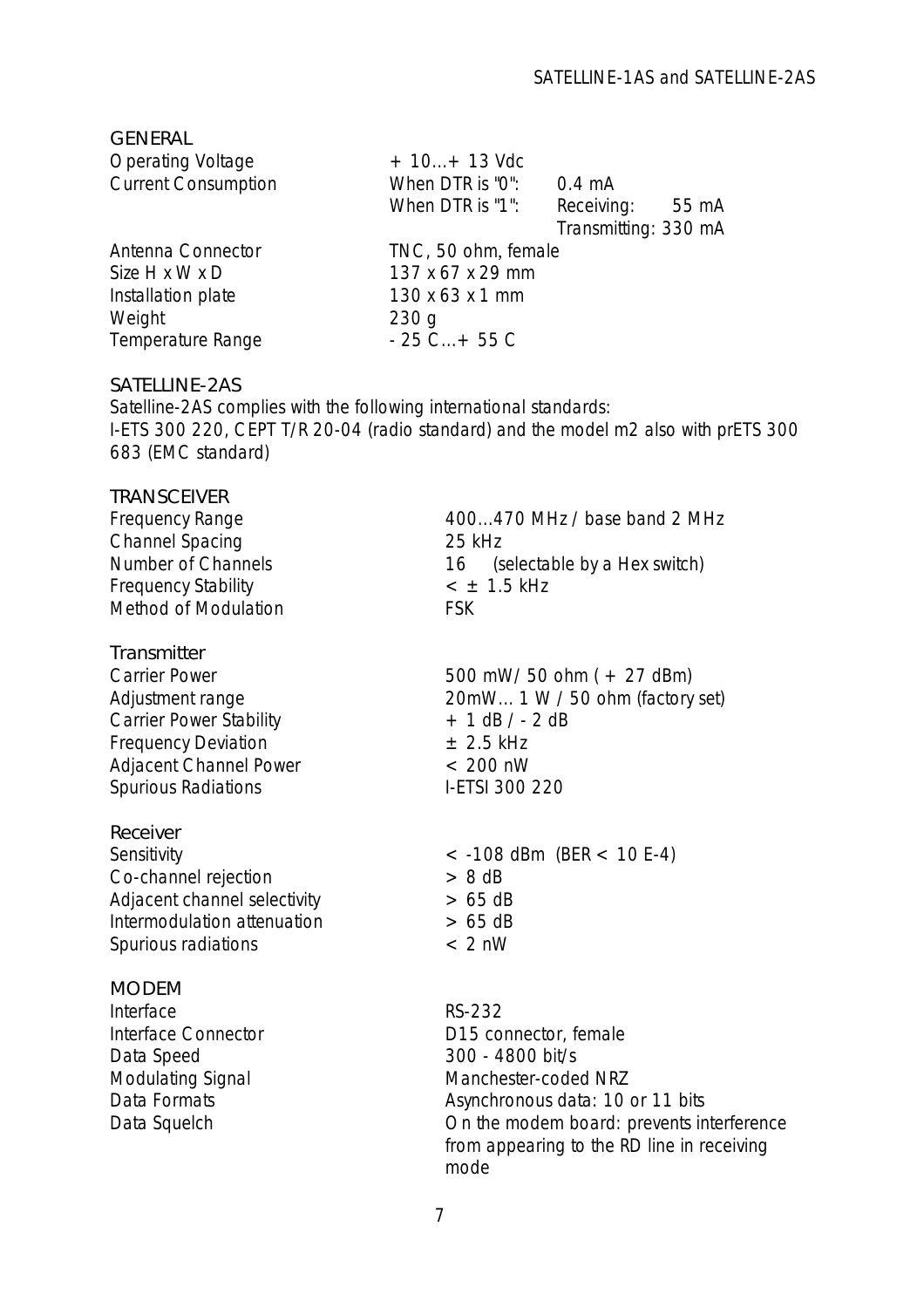## GENERAL

| | | |
|---|---|---|
| Operating Voltage | + 10...+ 13 Vdc | |
| Current Consumption | When DTR is "0": | 0.4 mA |
| | When DTR is "1": | Receiving: 55 mA |
| | | Transmitting: 330 mA |
| Antenna Connector | TNC, 50 ohm, female | |
| Size H x W x D | 137 x 67 x 29 mm | |
| Installation plate | 130 x 63 x 1 mm | |
| Weight | 230 g | |
| Temperature Range | - 25 C...+ 55 C | |

## SATELLINE-2AS

Satelline-2AS complies with the following international standards:
I-ETS 300 220, CEPT T/R 20-04 (radio standard) and the model m2 also with prETS 300 683 (EMC standard)

## TRANSCEIVER

| | |
|---|---|
| Frequency Range | 400...470 MHz / base band 2 MHz |
| Channel Spacing | 25 kHz |
| Number of Channels | 16 (selectable by a Hex switch) |
| Frequency Stability | < ± 1.5 kHz |
| Method of Modulation | FSK |

### Transmitter

| | |
|---|---|
| Carrier Power | 500 mW/ 50 ohm ( + 27 dBm) |
| Adjustment range | 20mW... 1 W / 50 ohm (factory set) |
| Carrier Power Stability | + 1 dB / - 2 dB |
| Frequency Deviation | ± 2.5 kHz |
| Adjacent Channel Power | < 200 nW |
| Spurious Radiations | I-ETSI 300 220 |

### Receiver

| | |
|---|---|
| Sensitivity | < -108 dBm (BER < 10 E-4) |
| Co-channel rejection | > 8 dB |
| Adjacent channel selectivity | > 65 dB |
| Intermodulation attenuation | > 65 dB |
| Spurious radiations | < 2 nW |

## MODEM

| | |
|---|---|
| Interface | RS-232 |
| Interface Connector | D15 connector, female |
| Data Speed | 300 - 4800 bit/s |
| Modulating Signal | Manchester-coded NRZ |
| Data Formats | Asynchronous data: 10 or 11 bits |
| Data Squelch | On the modem board: prevents interference from appearing to the RD line in receiving mode |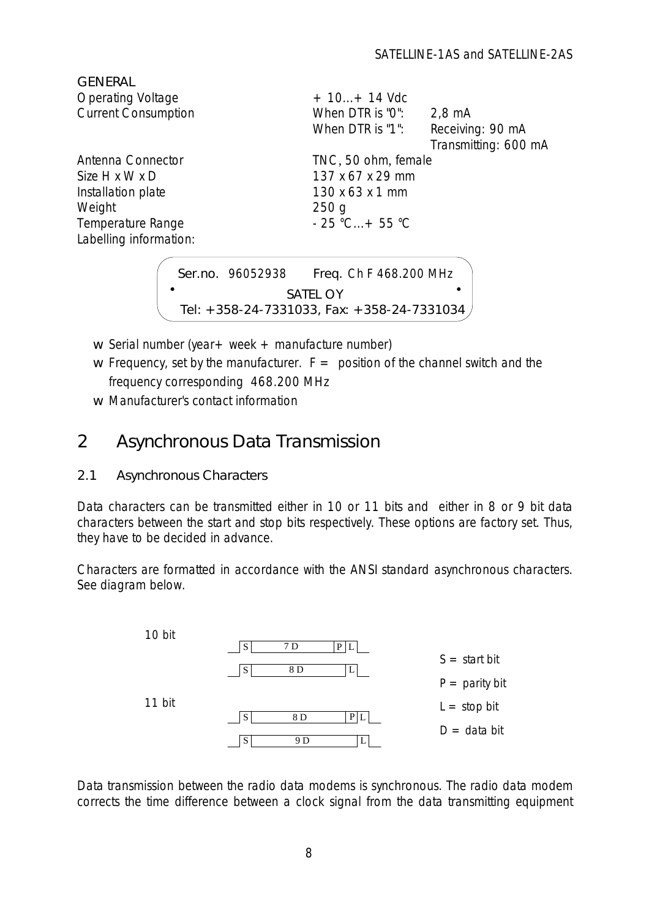GENERAL

| | | |
|---|---|---|
| Operating Voltage | + 10...+ 14 Vdc | |
| Current Consumption | When DTR is "0": | 2,8 mA |
| | When DTR is "1": | Receiving: 90 mA |
| | | Transmitting: 600 mA |
| Antenna Connector | TNC, 50 ohm, female | |
| Size H x W x D | 137 x 67 x 29 mm | |
| Installation plate | 130 x 63 x 1 mm | |
| Weight | 250 g | |
| Temperature Range | - 25 °C...+ 55 °C | |
| Labelling information: | | |

```
Ser.no. 96052938      Freq. Ch F 468.200 MHz
                 SATEL OY
Tel: +358-24-7331033, Fax: +358-24-7331034
```

- Serial number (year+ week + manufacture number)
- Frequency, set by the manufacturer. F = position of the channel switch and the frequency corresponding 468.200 MHz
- Manufacturer's contact information

# 2 Asynchronous Data Transmission

## 2.1 Asynchronous Characters

Data characters can be transmitted either in 10 or 11 bits and either in 8 or 9 bit data characters between the start and stop bits respectively. These options are factory set. Thus, they have to be decided in advance.

Characters are formatted in accordance with the ANSI standard asynchronous characters. See diagram below.

| | Format |
|---|---|
| 10 bit | S, 7 D, P, L |
| | S, 8 D, L |
| 11 bit | S, 8 D, P, L |
| | S, 9 D, L |

S = start bit

P = parity bit

L = stop bit

D = data bit

Data transmission between the radio data modems is synchronous. The radio data modem corrects the time difference between a clock signal from the data transmitting equipment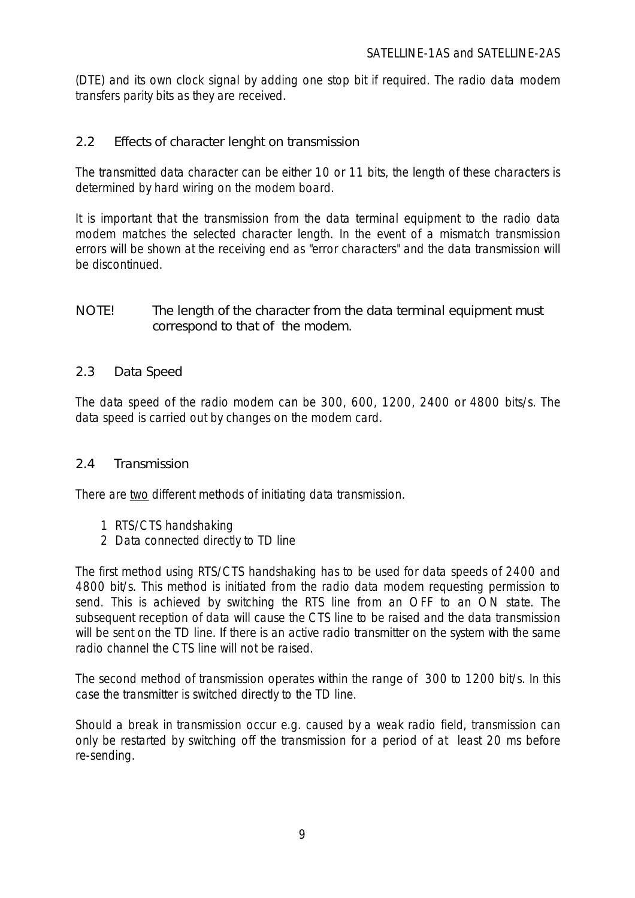(DTE) and its own clock signal by adding one stop bit if required. The radio data modem transfers parity bits as they are received.

## 2.2 Effects of character lenght on transmission

The transmitted data character can be either 10 or 11 bits, the length of these characters is determined by hard wiring on the modem board.

It is important that the transmission from the data terminal equipment to the radio data modem matches the selected character length. In the event of a mismatch transmission errors will be shown at the receiving end as "error characters" and the data transmission will be discontinued.

NOTE! The length of the character from the data terminal equipment must correspond to that of the modem.

## 2.3 Data Speed

The data speed of the radio modem can be 300, 600, 1200, 2400 or 4800 bits/s. The data speed is carried out by changes on the modem card.

## 2.4 Transmission

There are two different methods of initiating data transmission.

1. RTS/CTS handshaking
2. Data connected directly to TD line

The first method using RTS/CTS handshaking has to be used for data speeds of 2400 and 4800 bit/s. This method is initiated from the radio data modem requesting permission to send. This is achieved by switching the RTS line from an OFF to an ON state. The subsequent reception of data will cause the CTS line to be raised and the data transmission will be sent on the TD line. If there is an active radio transmitter on the system with the same radio channel the CTS line will not be raised.

The second method of transmission operates within the range of 300 to 1200 bit/s. In this case the transmitter is switched directly to the TD line.

Should a break in transmission occur e.g. caused by a weak radio field, transmission can only be restarted by switching off the transmission for a period of at least 20 ms before re-sending.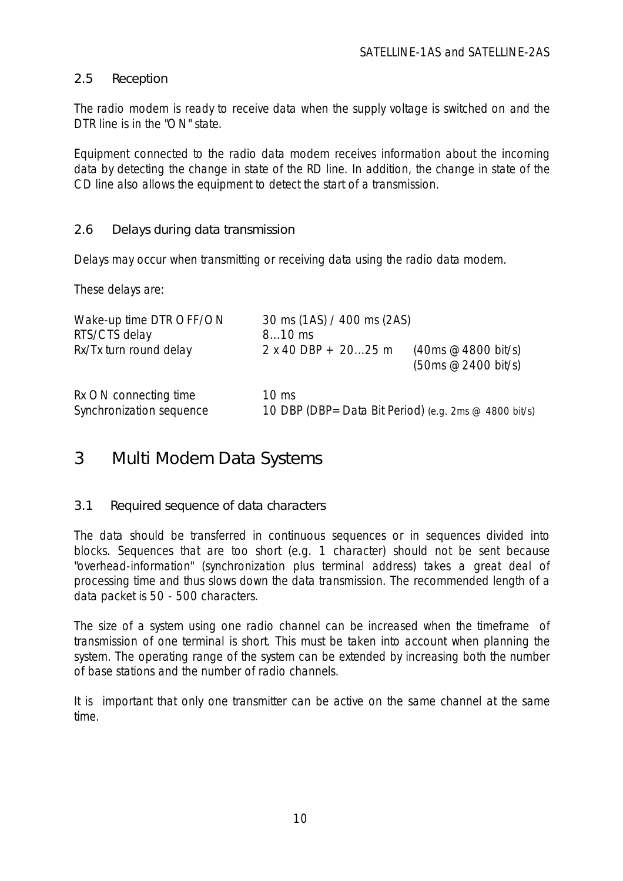## 2.5 Reception

The radio modem is ready to receive data when the supply voltage is switched on and the DTR line is in the "ON" state.

Equipment connected to the radio data modem receives information about the incoming data by detecting the change in state of the RD line. In addition, the change in state of the CD line also allows the equipment to detect the start of a transmission.

## 2.6 Delays during data transmission

Delays may occur when transmitting or receiving data using the radio data modem.

These delays are:

| | | |
|---|---|---|
| Wake-up time DTR OFF/ON | 30 ms (1AS) / 400 ms (2AS) | |
| RTS/CTS delay | 8...10 ms | |
| Rx/Tx turn round delay | 2 x 40 DBP + 20...25 m | (40ms @ 4800 bit/s)<br>(50ms @ 2400 bit/s) |
| Rx ON connecting time | 10 ms | |
| Synchronization sequence | 10 DBP (DBP= Data Bit Period) (e.g. 2ms @ 4800 bit/s) | |

# 3 Multi Modem Data Systems

## 3.1 Required sequence of data characters

The data should be transferred in continuous sequences or in sequences divided into blocks. Sequences that are too short (e.g. 1 character) should not be sent because "overhead-information" (synchronization plus terminal address) takes a great deal of processing time and thus slows down the data transmission. The recommended length of a data packet is 50 - 500 characters.

The size of a system using one radio channel can be increased when the timeframe of transmission of one terminal is short. This must be taken into account when planning the system. The operating range of the system can be extended by increasing both the number of base stations and the number of radio channels.

It is important that only one transmitter can be active on the same channel at the same time.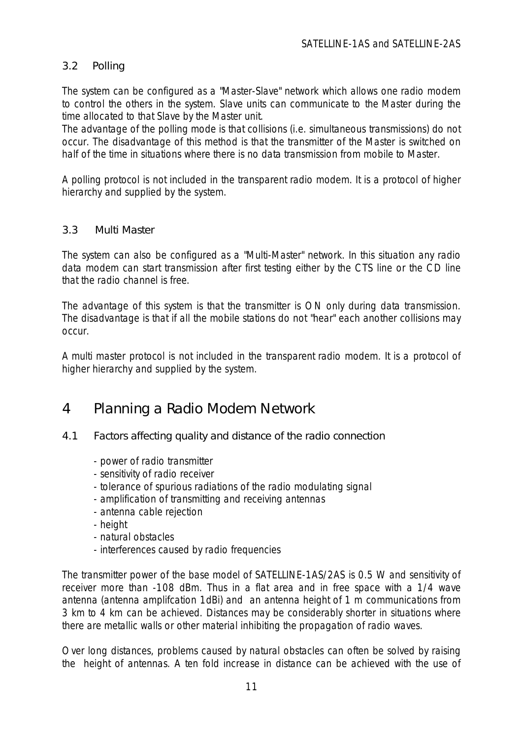## 3.2 Polling

The system can be configured as a "Master-Slave" network which allows one radio modem to control the others in the system. Slave units can communicate to the Master during the time allocated to that Slave by the Master unit.
The advantage of the polling mode is that collisions (i.e. simultaneous transmissions) do not occur. The disadvantage of this method is that the transmitter of the Master is switched on half of the time in situations where there is no data transmission from mobile to Master.

A polling protocol is not included in the transparent radio modem. It is a protocol of higher hierarchy and supplied by the system.

## 3.3 Multi Master

The system can also be configured as a "Multi-Master" network. In this situation any radio data modem can start transmission after first testing either by the CTS line or the CD line that the radio channel is free.

The advantage of this system is that the transmitter is ON only during data transmission. The disadvantage is that if all the mobile stations do not "hear" each another collisions may occur.

A multi master protocol is not included in the transparent radio modem. It is a protocol of higher hierarchy and supplied by the system.

# 4 Planning a Radio Modem Network

## 4.1 Factors affecting quality and distance of the radio connection

- power of radio transmitter
- sensitivity of radio receiver
- tolerance of spurious radiations of the radio modulating signal
- amplification of transmitting and receiving antennas
- antenna cable rejection
- height
- natural obstacles
- interferences caused by radio frequencies

The transmitter power of the base model of SATELLINE-1AS/2AS is 0.5 W and sensitivity of receiver more than -108 dBm. Thus in a flat area and in free space with a 1/4 wave antenna (antenna amplifcation 1dBi) and an antenna height of 1 m communications from 3 km to 4 km can be achieved. Distances may be considerably shorter in situations where there are metallic walls or other material inhibiting the propagation of radio waves.

Over long distances, problems caused by natural obstacles can often be solved by raising the height of antennas. A ten fold increase in distance can be achieved with the use of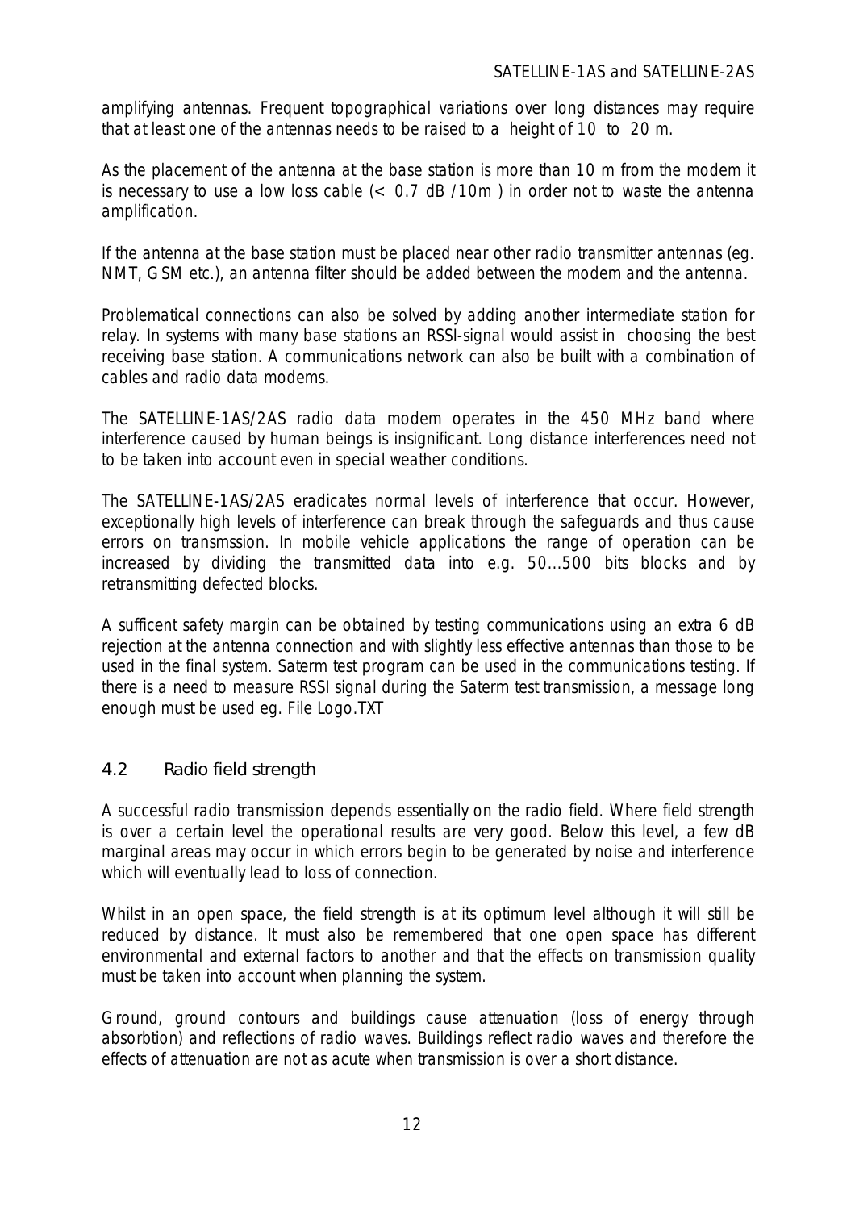amplifying antennas. Frequent topographical variations over long distances may require that at least one of the antennas needs to be raised to a height of 10 to 20 m.

As the placement of the antenna at the base station is more than 10 m from the modem it is necessary to use a low loss cable (< 0.7 dB /10m ) in order not to waste the antenna amplification.

If the antenna at the base station must be placed near other radio transmitter antennas (eg. NMT, GSM etc.), an antenna filter should be added between the modem and the antenna.

Problematical connections can also be solved by adding another intermediate station for relay. In systems with many base stations an RSSI-signal would assist in choosing the best receiving base station. A communications network can also be built with a combination of cables and radio data modems.

The SATELLINE-1AS/2AS radio data modem operates in the 450 MHz band where interference caused by human beings is insignificant. Long distance interferences need not to be taken into account even in special weather conditions.

The SATELLINE-1AS/2AS eradicates normal levels of interference that occur. However, exceptionally high levels of interference can break through the safeguards and thus cause errors on transmssion. In mobile vehicle applications the range of operation can be increased by dividing the transmitted data into e.g. 50...500 bits blocks and by retransmitting defected blocks.

A sufficent safety margin can be obtained by testing communications using an extra 6 dB rejection at the antenna connection and with slightly less effective antennas than those to be used in the final system. Saterm test program can be used in the communications testing. If there is a need to measure RSSI signal during the Saterm test transmission, a message long enough must be used eg. File Logo.TXT

## 4.2 Radio field strength

A successful radio transmission depends essentially on the radio field. Where field strength is over a certain level the operational results are very good. Below this level, a few dB marginal areas may occur in which errors begin to be generated by noise and interference which will eventually lead to loss of connection.

Whilst in an open space, the field strength is at its optimum level although it will still be reduced by distance. It must also be remembered that one open space has different environmental and external factors to another and that the effects on transmission quality must be taken into account when planning the system.

Ground, ground contours and buildings cause attenuation (loss of energy through absorbtion) and reflections of radio waves. Buildings reflect radio waves and therefore the effects of attenuation are not as acute when transmission is over a short distance.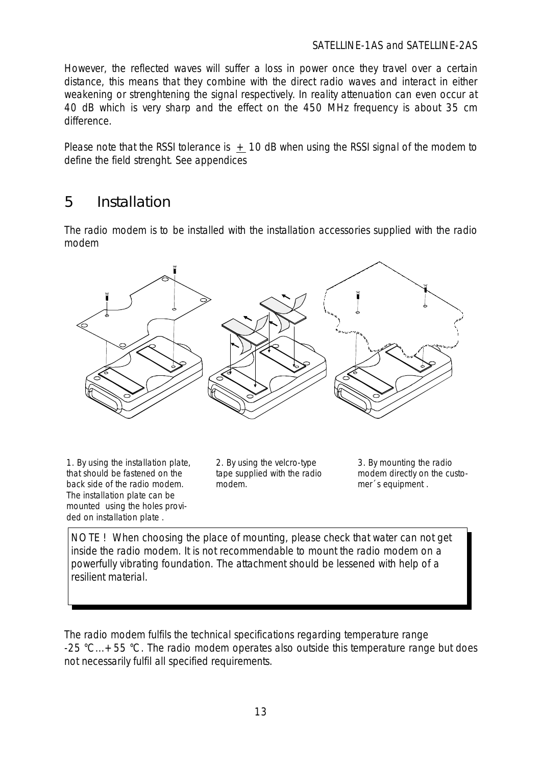However, the reflected waves will suffer a loss in power once they travel over a certain distance, this means that they combine with the direct radio waves and interact in either weakening or strenghtening the signal respectively. In reality attenuation can even occur at 40 dB which is very sharp and the effect on the 450 MHz frequency is about 35 cm difference.

Please note that the RSSI tolerance is $\pm$ 10 dB when using the RSSI signal of the modem to define the field strenght. See appendices

# 5 Installation

The radio modem is to be installed with the installation accessories supplied with the radio modem

1. By using the installation plate, that should be fastened on the back side of the radio modem. The installation plate can be mounted using the holes provided on installation plate .

2. By using the velcro-type tape supplied with the radio modem.

3. By mounting the radio modem directly on the customer´s equipment .

> NOTE ! When choosing the place of mounting, please check that water can not get inside the radio modem. It is not recommendable to mount the radio modem on a powerfully vibrating foundation. The attachment should be lessened with help of a resilient material.

The radio modem fulfils the technical specifications regarding temperature range -25 °C...+55 °C. The radio modem operates also outside this temperature range but does not necessarily fulfil all specified requirements.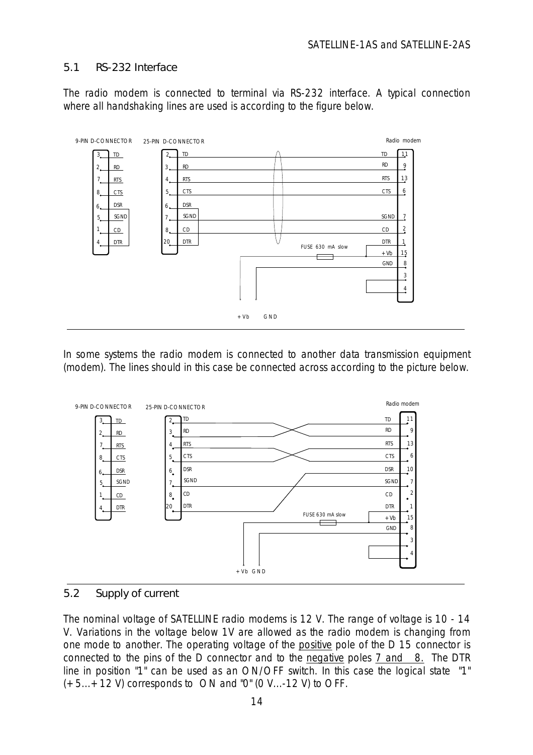## 5.1 RS-232 Interface

The radio modem is connected to terminal via RS-232 interface. A typical connection where all handshaking lines are used is according to the figure below.

In some systems the radio modem is connected to another data transmission equipment (modem). The lines should in this case be connected across according to the picture below.

## 5.2 Supply of current

The nominal voltage of SATELLINE radio modems is 12 V. The range of voltage is 10 - 14 V. Variations in the voltage below 1V are allowed as the radio modem is changing from one mode to another. The operating voltage of the positive pole of the D 15 connector is connected to the pins of the D connector and to the negative poles 7 and 8. The DTR line in position "1" can be used as an ON/OFF switch. In this case the logical state "1" (+5...+12 V) corresponds to ON and "0" (0 V...-12 V) to OFF.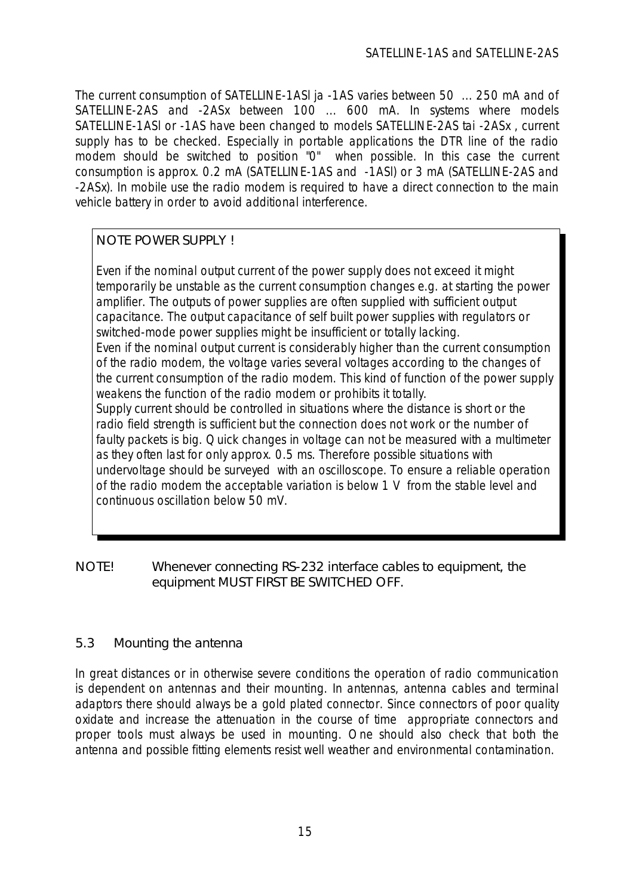The current consumption of SATELLINE-1ASl ja -1AS varies between 50 ... 250 mA and of SATELLINE-2AS and -2ASx between 100 ... 600 mA. In systems where models SATELLINE-1ASl or -1AS have been changed to models SATELLINE-2AS tai -2ASx , current supply has to be checked. Especially in portable applications the DTR line of the radio modem should be switched to position "0" when possible. In this case the current consumption is approx. 0.2 mA (SATELLINE-1AS and -1ASl) or 3 mA (SATELLINE-2AS and -2ASx). In mobile use the radio modem is required to have a direct connection to the main vehicle battery in order to avoid additional interference.

> NOTE POWER SUPPLY !
>
> Even if the nominal output current of the power supply does not exceed it might temporarily be unstable as the current consumption changes e.g. at starting the power amplifier. The outputs of power supplies are often supplied with sufficient output capacitance. The output capacitance of self built power supplies with regulators or switched-mode power supplies might be insufficient or totally lacking.
> Even if the nominal output current is considerably higher than the current consumption of the radio modem, the voltage varies several voltages according to the changes of the current consumption of the radio modem. This kind of function of the power supply weakens the function of the radio modem or prohibits it totally.
> Supply current should be controlled in situations where the distance is short or the radio field strength is sufficient but the connection does not work or the number of faulty packets is big. Quick changes in voltage can not be measured with a multimeter as they often last for only approx. 0.5 ms. Therefore possible situations with undervoltage should be surveyed with an oscilloscope. To ensure a reliable operation of the radio modem the acceptable variation is below 1 V from the stable level and continuous oscillation below 50 mV.

NOTE! Whenever connecting RS-232 interface cables to equipment, the equipment MUST FIRST BE SWITCHED OFF.

## 5.3 Mounting the antenna

In great distances or in otherwise severe conditions the operation of radio communication is dependent on antennas and their mounting. In antennas, antenna cables and terminal adaptors there should always be a gold plated connector. Since connectors of poor quality oxidate and increase the attenuation in the course of time appropriate connectors and proper tools must always be used in mounting. One should also check that both the antenna and possible fitting elements resist well weather and environmental contamination.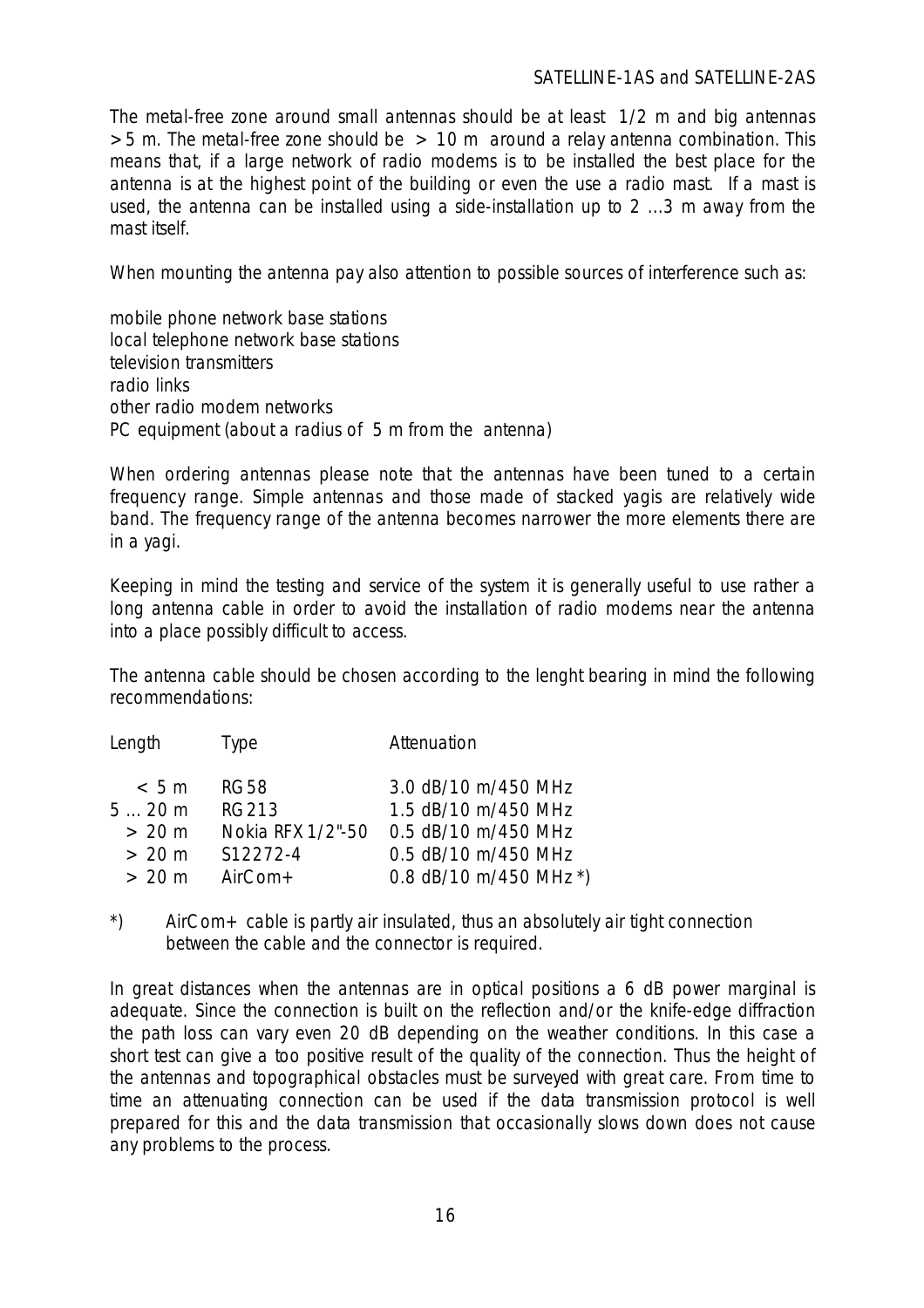The metal-free zone around small antennas should be at least 1/2 m and big antennas > 5 m. The metal-free zone should be > 10 m around a relay antenna combination. This means that, if a large network of radio modems is to be installed the best place for the antenna is at the highest point of the building or even the use a radio mast. If a mast is used, the antenna can be installed using a side-installation up to 2 …3 m away from the mast itself.

When mounting the antenna pay also attention to possible sources of interference such as:

mobile phone network base stations
local telephone network base stations
television transmitters
radio links
other radio modem networks
PC equipment (about a radius of 5 m from the antenna)

When ordering antennas please note that the antennas have been tuned to a certain frequency range. Simple antennas and those made of stacked yagis are relatively wide band. The frequency range of the antenna becomes narrower the more elements there are in a yagi.

Keeping in mind the testing and service of the system it is generally useful to use rather a long antenna cable in order to avoid the installation of radio modems near the antenna into a place possibly difficult to access.

The antenna cable should be chosen according to the lenght bearing in mind the following recommendations:

| Length | Type | Attenuation |
|---|---|---|
| < 5 m | RG 58 | 3.0 dB/10 m/450 MHz |
| 5 … 20 m | RG 213 | 1.5 dB/10 m/450 MHz |
| > 20 m | Nokia RFX 1/2"-50 | 0.5 dB/10 m/450 MHz |
| > 20 m | S12272-4 | 0.5 dB/10 m/450 MHz |
| > 20 m | AirCom+ | 0.8 dB/10 m/450 MHz *) |

*) AirCom+ cable is partly air insulated, thus an absolutely air tight connection between the cable and the connector is required.

In great distances when the antennas are in optical positions a 6 dB power marginal is adequate. Since the connection is built on the reflection and/or the knife-edge diffraction the path loss can vary even 20 dB depending on the weather conditions. In this case a short test can give a too positive result of the quality of the connection. Thus the height of the antennas and topographical obstacles must be surveyed with great care. From time to time an attenuating connection can be used if the data transmission protocol is well prepared for this and the data transmission that occasionally slows down does not cause any problems to the process.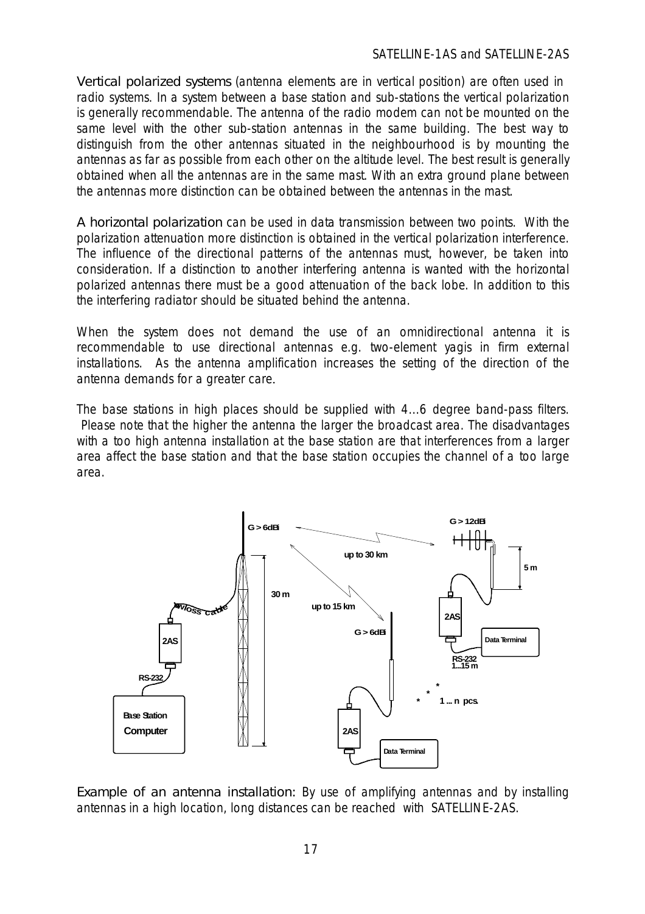Vertical polarized systems (antenna elements are in vertical position) are often used in radio systems. In a system between a base station and sub-stations the vertical polarization is generally recommendable. The antenna of the radio modem can not be mounted on the same level with the other sub-station antennas in the same building. The best way to distinguish from the other antennas situated in the neighbourhood is by mounting the antennas as far as possible from each other on the altitude level. The best result is generally obtained when all the antennas are in the same mast. With an extra ground plane between the antennas more distinction can be obtained between the antennas in the mast.

A horizontal polarization can be used in data transmission between two points. With the polarization attenuation more distinction is obtained in the vertical polarization interference. The influence of the directional patterns of the antennas must, however, be taken into consideration. If a distinction to another interfering antenna is wanted with the horizontal polarized antennas there must be a good attenuation of the back lobe. In addition to this the interfering radiator should be situated behind the antenna.

When the system does not demand the use of an omnidirectional antenna it is recommendable to use directional antennas e.g. two-element yagis in firm external installations. As the antenna amplification increases the setting of the direction of the antenna demands for a greater care.

The base stations in high places should be supplied with 4…6 degree band-pass filters. Please note that the higher the antenna the larger the broadcast area. The disadvantages with a too high antenna installation at the base station are that interferences from a larger area affect the base station and that the base station occupies the channel of a too large area.

Example of an antenna installation: By use of amplifying antennas and by installing antennas in a high location, long distances can be reached with SATELLINE-2AS.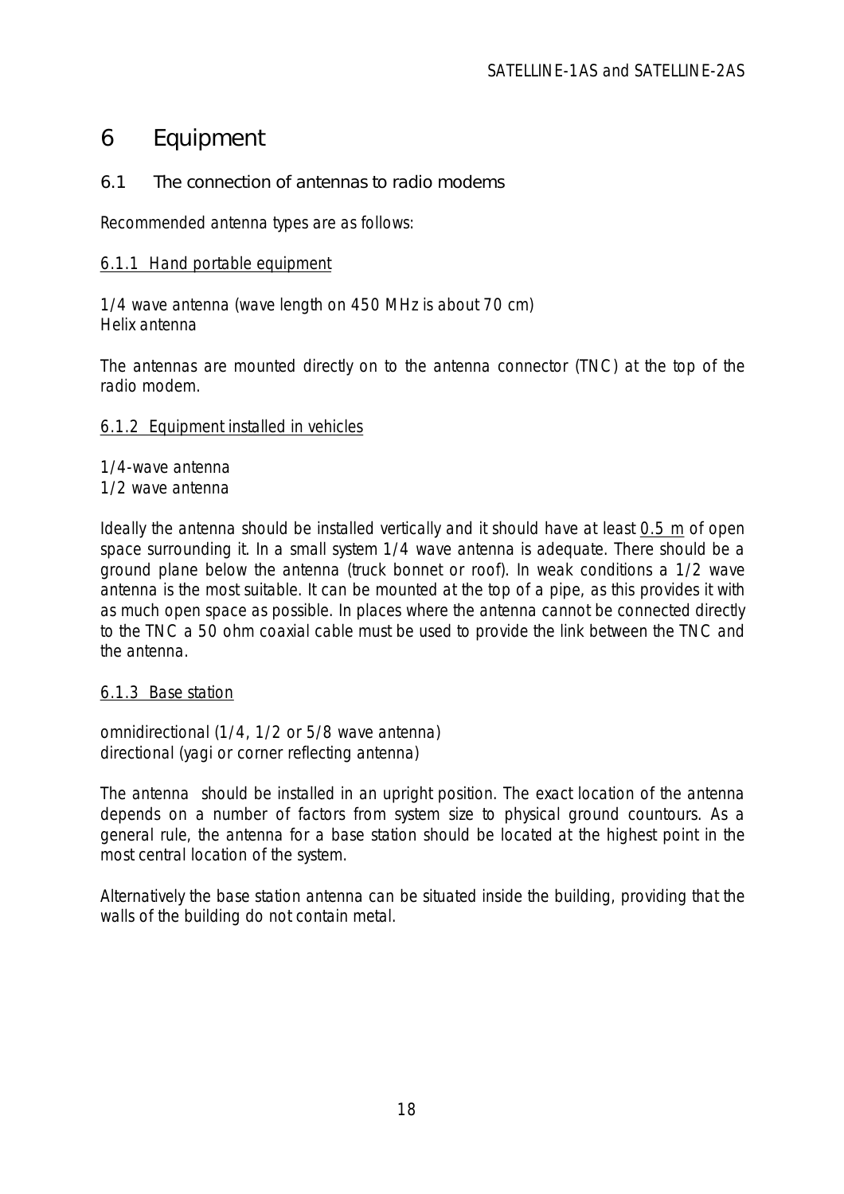# 6 Equipment

## 6.1 The connection of antennas to radio modems

Recommended antenna types are as follows:

### 6.1.1 Hand portable equipment

1/4 wave antenna (wave length on 450 MHz is about 70 cm)
Helix antenna

The antennas are mounted directly on to the antenna connector (TNC) at the top of the radio modem.

### 6.1.2 Equipment installed in vehicles

1/4-wave antenna
1/2 wave antenna

Ideally the antenna should be installed vertically and it should have at least 0.5 m of open space surrounding it. In a small system 1/4 wave antenna is adequate. There should be a ground plane below the antenna (truck bonnet or roof). In weak conditions a 1/2 wave antenna is the most suitable. It can be mounted at the top of a pipe, as this provides it with as much open space as possible. In places where the antenna cannot be connected directly to the TNC a 50 ohm coaxial cable must be used to provide the link between the TNC and the antenna.

### 6.1.3 Base station

omnidirectional (1/4, 1/2 or 5/8 wave antenna)
directional (yagi or corner reflecting antenna)

The antenna should be installed in an upright position. The exact location of the antenna depends on a number of factors from system size to physical ground countours. As a general rule, the antenna for a base station should be located at the highest point in the most central location of the system.

Alternatively the base station antenna can be situated inside the building, providing that the walls of the building do not contain metal.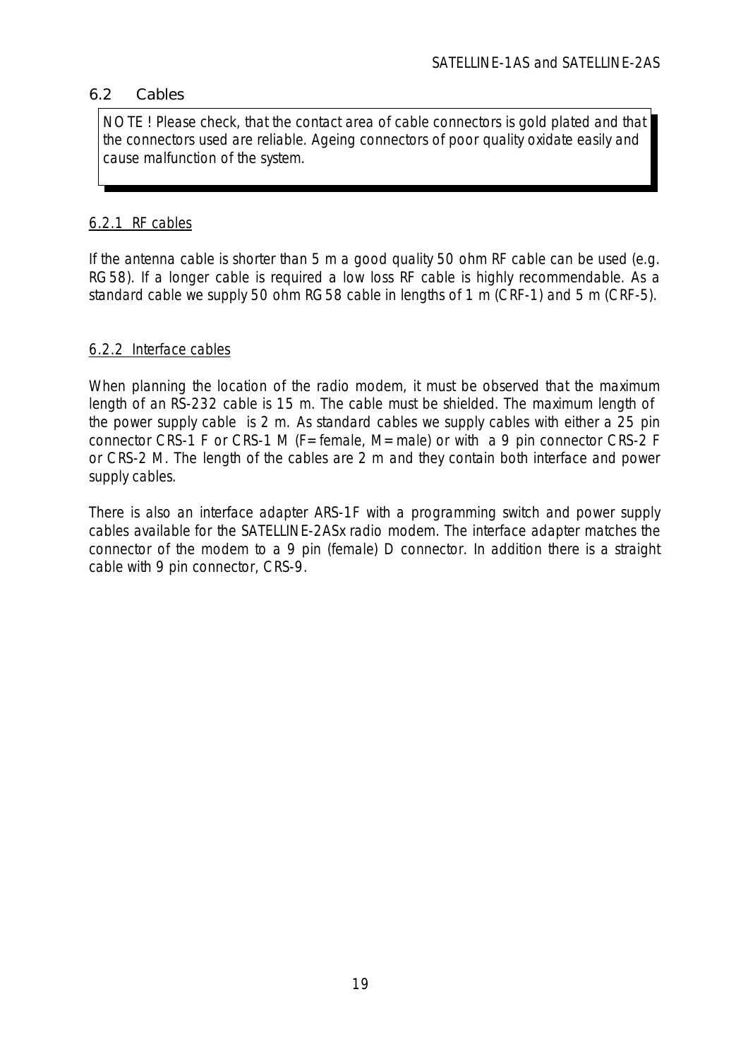## 6.2 Cables

> NOTE ! Please check, that the contact area of cable connectors is gold plated and that the connectors used are reliable. Ageing connectors of poor quality oxidate easily and cause malfunction of the system.

### 6.2.1 RF cables

If the antenna cable is shorter than 5 m a good quality 50 ohm RF cable can be used (e.g. RG58). If a longer cable is required a low loss RF cable is highly recommendable. As a standard cable we supply 50 ohm RG58 cable in lengths of 1 m (CRF-1) and 5 m (CRF-5).

### 6.2.2 Interface cables

When planning the location of the radio modem, it must be observed that the maximum length of an RS-232 cable is 15 m. The cable must be shielded. The maximum length of the power supply cable is 2 m. As standard cables we supply cables with either a 25 pin connector CRS-1 F or CRS-1 M (F=female, M=male) or with a 9 pin connector CRS-2 F or CRS-2 M. The length of the cables are 2 m and they contain both interface and power supply cables.

There is also an interface adapter ARS-1F with a programming switch and power supply cables available for the SATELLINE-2ASx radio modem. The interface adapter matches the connector of the modem to a 9 pin (female) D connector. In addition there is a straight cable with 9 pin connector, CRS-9.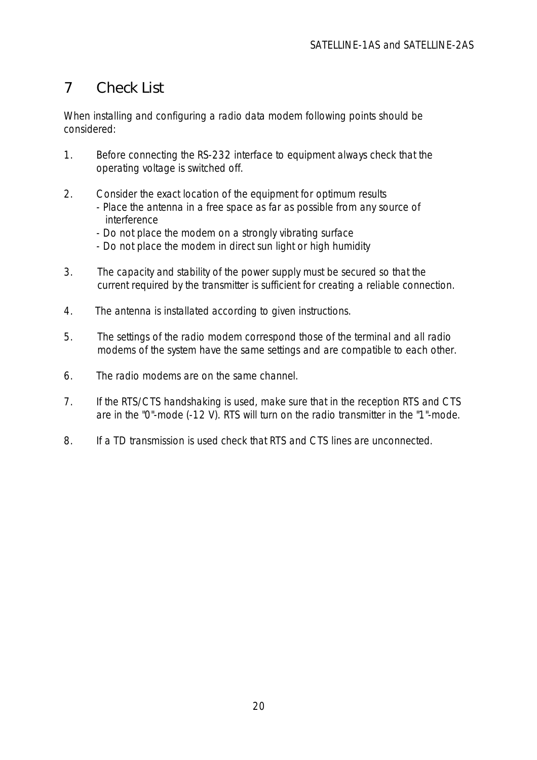# 7 Check List

When installing and configuring a radio data modem following points should be considered:

1. Before connecting the RS-232 interface to equipment always check that the operating voltage is switched off.

2. Consider the exact location of the equipment for optimum results
   - Place the antenna in a free space as far as possible from any source of interference
   - Do not place the modem on a strongly vibrating surface
   - Do not place the modem in direct sun light or high humidity

3. The capacity and stability of the power supply must be secured so that the current required by the transmitter is sufficient for creating a reliable connection.

4. The antenna is installated according to given instructions.

5. The settings of the radio modem correspond those of the terminal and all radio modems of the system have the same settings and are compatible to each other.

6. The radio modems are on the same channel.

7. If the RTS/CTS handshaking is used, make sure that in the reception RTS and CTS are in the "0"-mode (-12 V). RTS will turn on the radio transmitter in the "1"-mode.

8. If a TD transmission is used check that RTS and CTS lines are unconnected.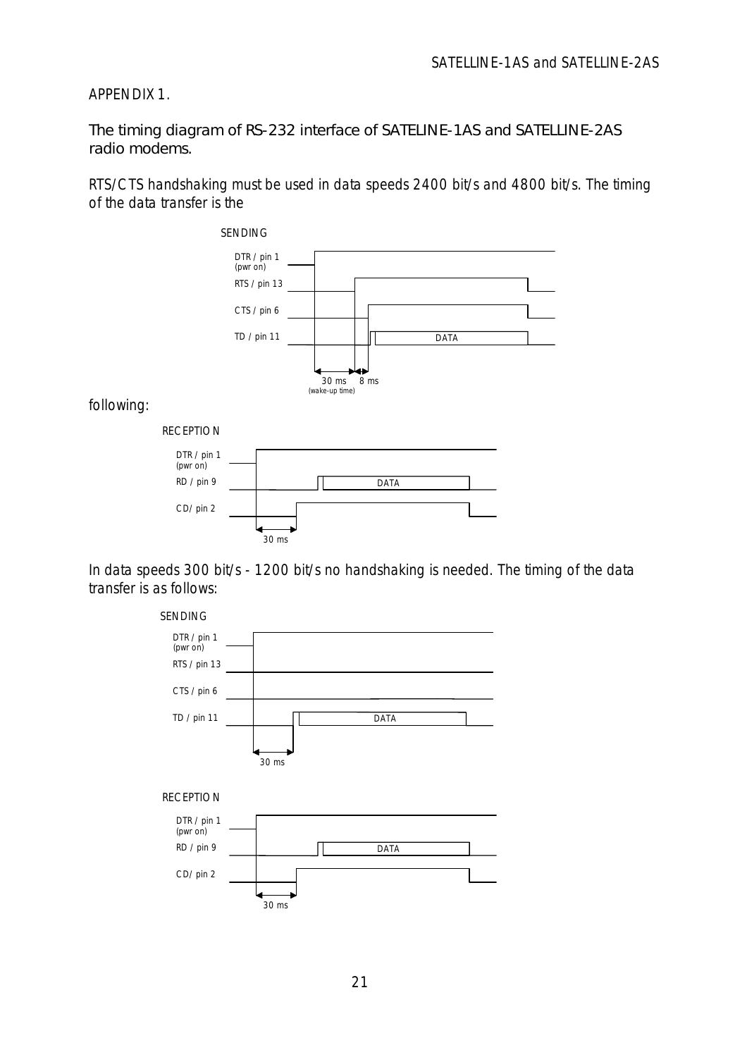APPENDIX 1.

The timing diagram of RS-232 interface of SATELINE-1AS and SATELLINE-2AS radio modems.

RTS/CTS handshaking must be used in data speeds 2400 bit/s and 4800 bit/s. The timing of the data transfer is the following:

SENDING

DTR / pin 1 (pwr on)

RTS / pin 13

CTS / pin 6

TD / pin 11

DATA

30 ms (wake-up time) 8 ms

RECEPTION

DTR / pin 1 (pwr on)

RD / pin 9

CD/ pin 2

DATA

30 ms

In data speeds 300 bit/s - 1200 bit/s no handshaking is needed. The timing of the data transfer is as follows:

SENDING

DTR / pin 1 (pwr on)

RTS / pin 13

CTS / pin 6

TD / pin 11

DATA

30 ms

RECEPTION

DTR / pin 1 (pwr on)

RD / pin 9

CD/ pin 2

DATA

30 ms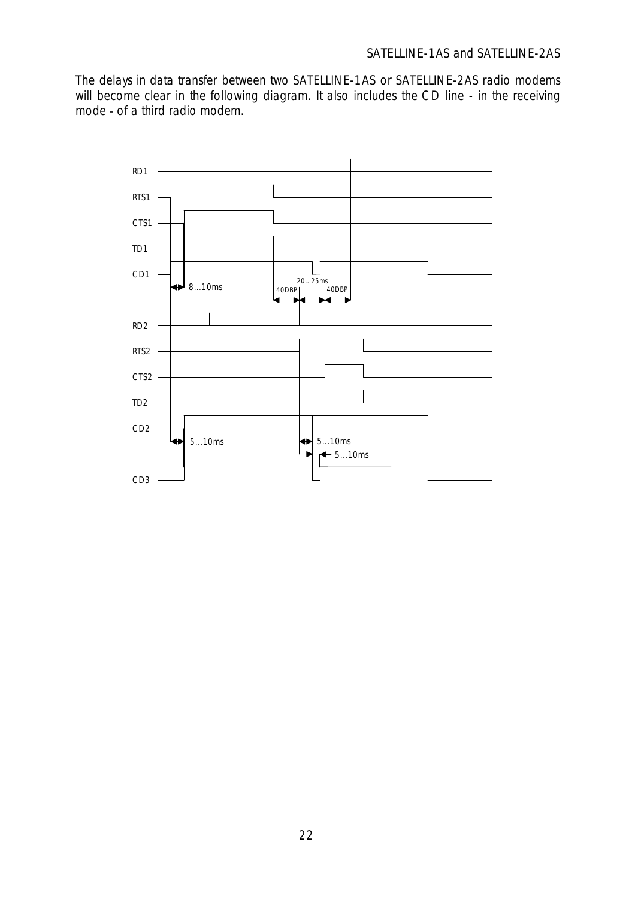The delays in data transfer between two SATELLINE-1AS or SATELLINE-2AS radio modems will become clear in the following diagram. It also includes the CD line - in the receiving mode - of a third radio modem.

RD1

RTS1

CTS1

TD1

CD1

8...10ms

20...25ms

40DBP

40DBP

RD2

RTS2

CTS2

TD2

CD2

5...10ms

5...10ms

5...10ms

CD3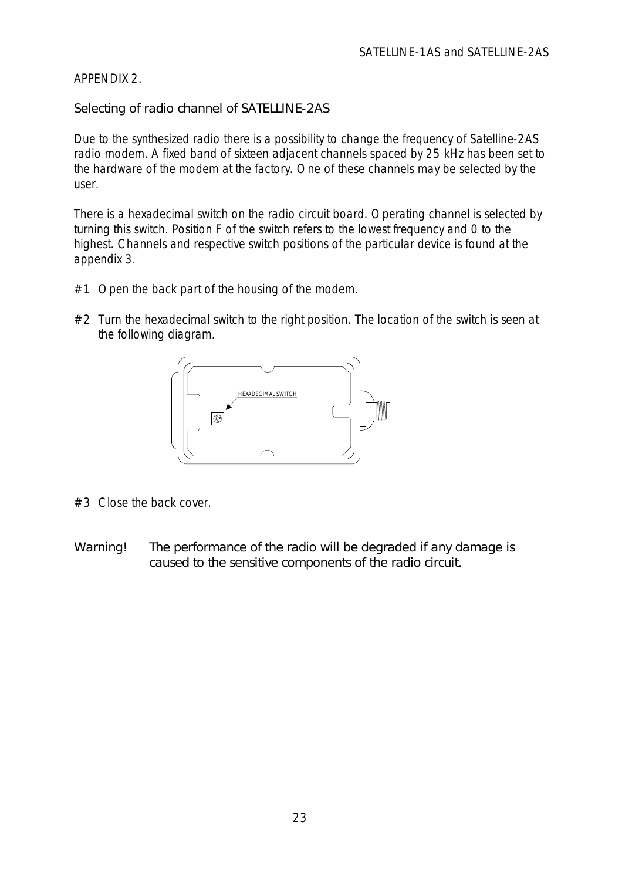APPENDIX 2.

## Selecting of radio channel of SATELLINE-2AS

Due to the synthesized radio there is a possibility to change the frequency of Satelline-2AS radio modem. A fixed band of sixteen adjacent channels spaced by 25 kHz has been set to the hardware of the modem at the factory. One of these channels may be selected by the user.

There is a hexadecimal switch on the radio circuit board. Operating channel is selected by turning this switch. Position F of the switch refers to the lowest frequency and 0 to the highest. Channels and respective switch positions of the particular device is found at the appendix 3.

#1 Open the back part of the housing of the modem.

#2 Turn the hexadecimal switch to the right position. The location of the switch is seen at the following diagram.

HEXADECIMAL SWITCH

#3 Close the back cover.

Warning! The performance of the radio will be degraded if any damage is caused to the sensitive components of the radio circuit.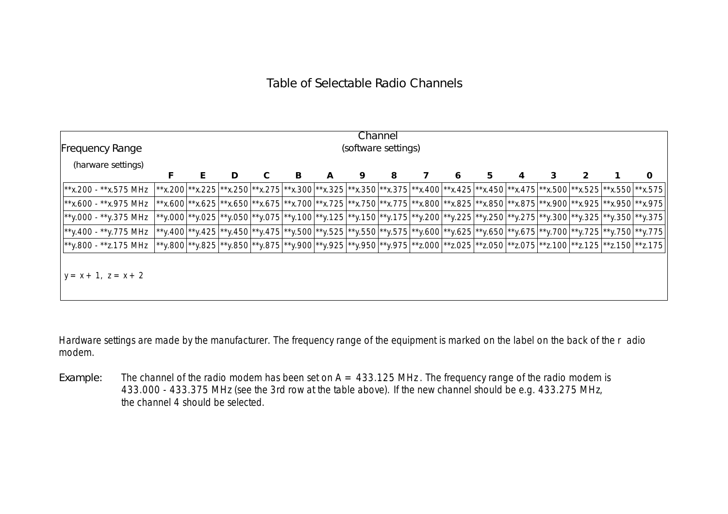# Table of Selectable Radio Channels

| Frequency Range (harware settings) | Channel (software settings) | | | | | | | | | | | | | | | |
|---|---|---|---|---|---|---|---|---|---|---|---|---|---|---|---|---|
| | F | E | D | C | B | A | 9 | 8 | 7 | 6 | 5 | 4 | 3 | 2 | 1 | 0 |
| **x.200 - **x.575 MHz | **x.200 | **x.225 | **x.250 | **x.275 | **x.300 | **x.325 | **x.350 | **x.375 | **x.400 | **x.425 | **x.450 | **x.475 | **x.500 | **x.525 | **x.550 | **x.575 |
| **x.600 - **x.975 MHz | **x.600 | **x.625 | **x.650 | **x.675 | **x.700 | **x.725 | **x.750 | **x.775 | **x.800 | **x.825 | **x.850 | **x.875 | **x.900 | **x.925 | **x.950 | **x.975 |
| **y.000 - **y.375 MHz | **y.000 | **y.025 | **y.050 | **y.075 | **y.100 | **y.125 | **y.150 | **y.175 | **y.200 | **y.225 | **y.250 | **y.275 | **y.300 | **y.325 | **y.350 | **y.375 |
| **y.400 - **y.775 MHz | **y.400 | **y.425 | **y.450 | **y.475 | **y.500 | **y.525 | **y.550 | **y.575 | **y.600 | **y.625 | **y.650 | **y.675 | **y.700 | **y.725 | **y.750 | **y.775 |
| **y.800 - **z.175 MHz | **y.800 | **y.825 | **y.850 | **y.875 | **y.900 | **y.925 | **y.950 | **y.975 | **z.000 | **z.025 | **z.050 | **z.075 | **z.100 | **z.125 | **z.150 | **z.175 |

$y = x + 1$, $z = x + 2$

*Hardware settings are made by the manufacturer. The frequency range of the equipment is marked on the label on the back of the radio modem.*

Example: *The channel of the radio modem has been set on A = 433.125 MHz. The frequency range of the radio modem is 433.000 - 433.375 MHz (see the 3rd row at the table above). If the new channel should be e.g. 433.275 MHz, the channel 4 should be selected.*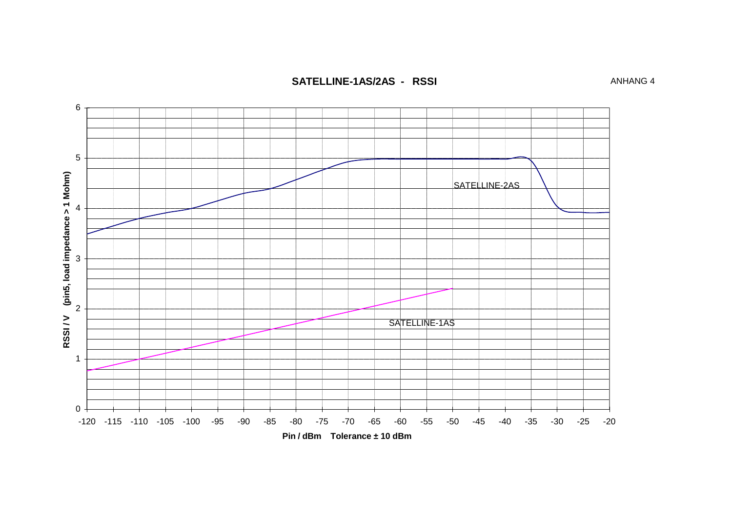## SATELLINE-1AS/2AS - RSSI

ANHANG 4

RSSI / V (pin5, load impedance > 1 Mohm)

6
5
4
3
2
1
0

SATELLINE-2AS

SATELLINE-1AS

-120 -115 -110 -105 -100 -95 -90 -85 -80 -75 -70 -65 -60 -55 -50 -45 -40 -35 -30 -25 -20

**Pin / dBm Tolerance ± 10 dBm**